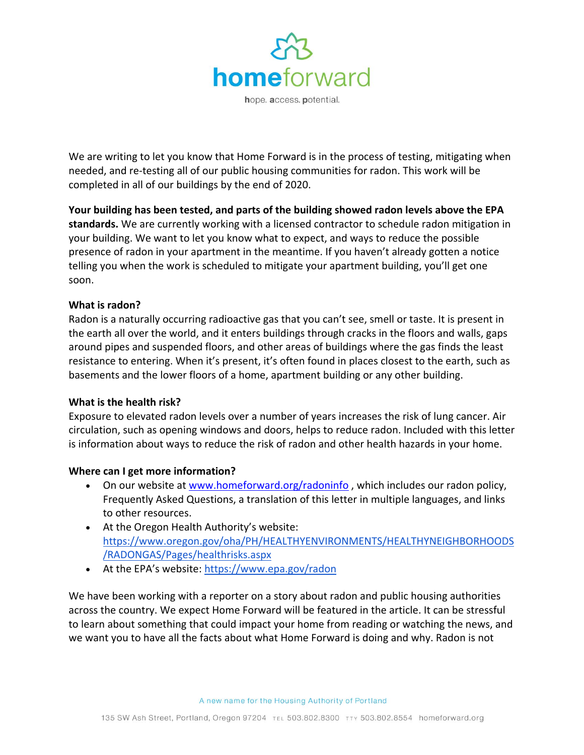**home**forward

hope. access. potential.

We are writing to let you know that Home Forward is in the process of testing, mitigating when needed, and re-testing all of our public housing communities for radon. This work will be completed in all of our buildings by the end of 2020.

**Your building has been tested, and parts of the building showed radon levels above the EPA standards.** We are currently working with a licensed contractor to schedule radon mitigation in your building. We want to let you know what to expect, and ways to reduce the possible presence of radon in your apartment in the meantime. If you haven't already gotten a notice telling you when the work is scheduled to mitigate your apartment building, you'll get one soon.

**What is radon?**

Radon is a naturally occurring radioactive gas that you can't see, smell or taste. It is present in the earth all over the world, and it enters buildings through cracks in the floors and walls, gaps around pipes and suspended floors, and other areas of buildings where the gas finds the least resistance to entering. When it's present, it's often found in places closest to the earth, such as basements and the lower floors of a home, apartment building or any other building.

**What is the health risk?**

Exposure to elevated radon levels over a number of years increases the risk of lung cancer. Air circulation, such as opening windows and doors, helps to reduce radon. Included with this letter is information about ways to reduce the risk of radon and other health hazards in your home.

**Where can I get more information?**

- On our website at [www.homeforward.org/radoninfo](www.homeforward.org/radoninfo) , which includes our radon policy, Frequently Asked Questions, a translation of this letter in multiple languages, and links to other resources.
- At the Oregon Health Authority's website: [https://www.oregon.gov/oha/PH/HEALTHYENVIRONMENTS/HEALTHYNEIGHBORHOODS/RADONGAS/Pages/healthrisks.aspx](https://www.oregon.gov/oha/PH/HEALTHYENVIRONMENTS/HEALTHYNEIGHBORHOODS/RADONGAS/Pages/healthrisks.aspx)
- At the EPA's website: [https://www.epa.gov/radon](https://www.epa.gov/radon)

We have been working with a reporter on a story about radon and public housing authorities across the country. We expect Home Forward will be featured in the article. It can be stressful to learn about something that could impact your home from reading or watching the news, and we want you to have all the facts about what Home Forward is doing and why. Radon is not

A new name for the Housing Authority of Portland

135 SW Ash Street, Portland, Oregon 97204 TEL 503.802.8300 TTY 503.802.8554 homeforward.org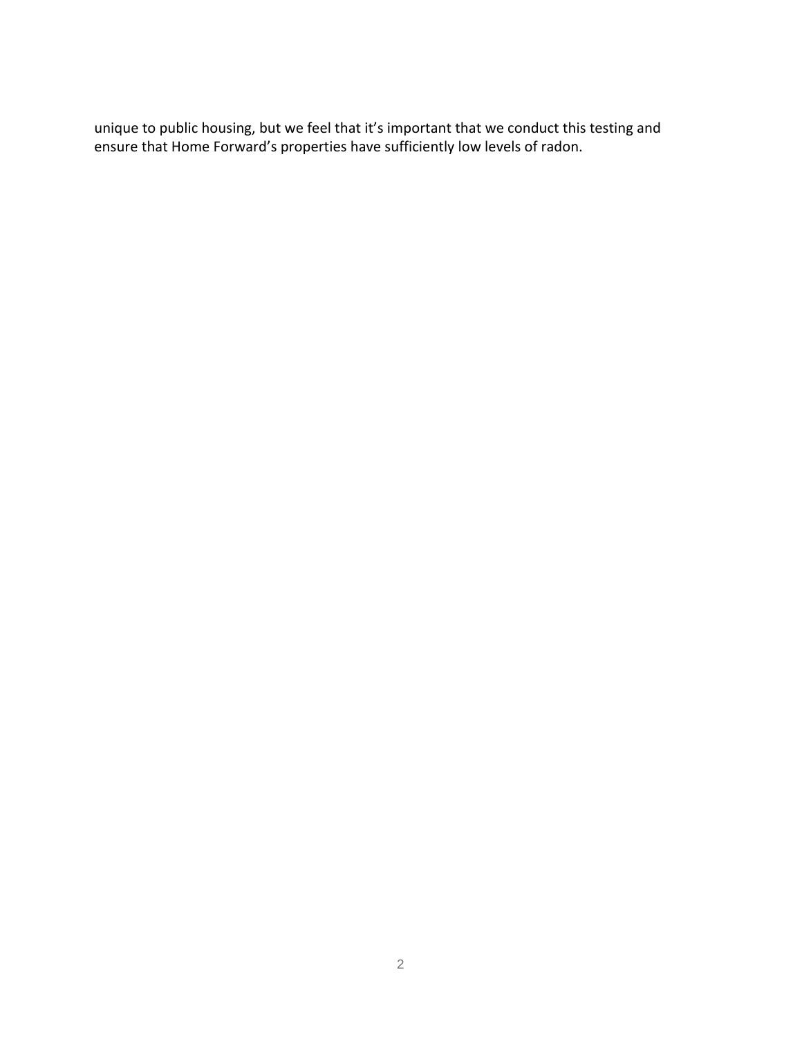unique to public housing, but we feel that it's important that we conduct this testing and ensure that Home Forward's properties have sufficiently low levels of radon.